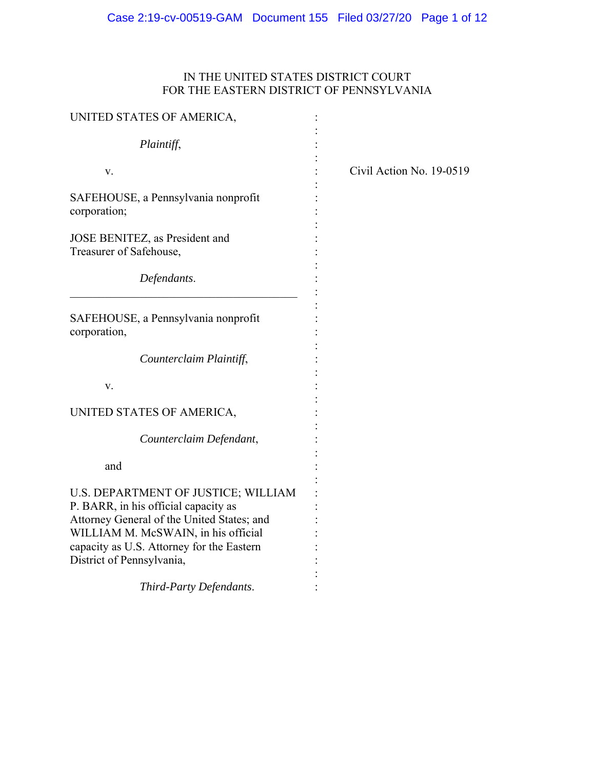IN THE UNITED STATES DISTRICT COURT
FOR THE EASTERN DISTRICT OF PENNSYLVANIA

UNITED STATES OF AMERICA,

*Plaintiff*,

v.

SAFEHOUSE, a Pennsylvania nonprofit corporation;

JOSE BENITEZ, as President and Treasurer of Safehouse,

*Defendants*.

---

SAFEHOUSE, a Pennsylvania nonprofit corporation,

*Counterclaim Plaintiff*,

v.

UNITED STATES OF AMERICA,

*Counterclaim Defendant*,

and

U.S. DEPARTMENT OF JUSTICE; WILLIAM P. BARR, in his official capacity as Attorney General of the United States; and WILLIAM M. McSWAIN, in his official capacity as U.S. Attorney for the Eastern District of Pennsylvania,

*Third-Party Defendants*.

Civil Action No. 19-0519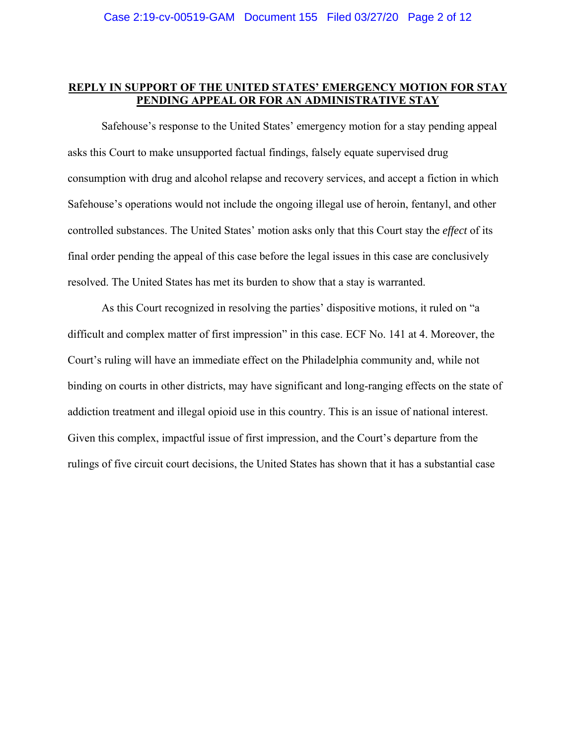**REPLY IN SUPPORT OF THE UNITED STATES' EMERGENCY MOTION FOR STAY PENDING APPEAL OR FOR AN ADMINISTRATIVE STAY**

Safehouse's response to the United States' emergency motion for a stay pending appeal asks this Court to make unsupported factual findings, falsely equate supervised drug consumption with drug and alcohol relapse and recovery services, and accept a fiction in which Safehouse's operations would not include the ongoing illegal use of heroin, fentanyl, and other controlled substances. The United States' motion asks only that this Court stay the *effect* of its final order pending the appeal of this case before the legal issues in this case are conclusively resolved. The United States has met its burden to show that a stay is warranted.

As this Court recognized in resolving the parties' dispositive motions, it ruled on "a difficult and complex matter of first impression" in this case. ECF No. 141 at 4. Moreover, the Court's ruling will have an immediate effect on the Philadelphia community and, while not binding on courts in other districts, may have significant and long-ranging effects on the state of addiction treatment and illegal opioid use in this country. This is an issue of national interest. Given this complex, impactful issue of first impression, and the Court's departure from the rulings of five circuit court decisions, the United States has shown that it has a substantial case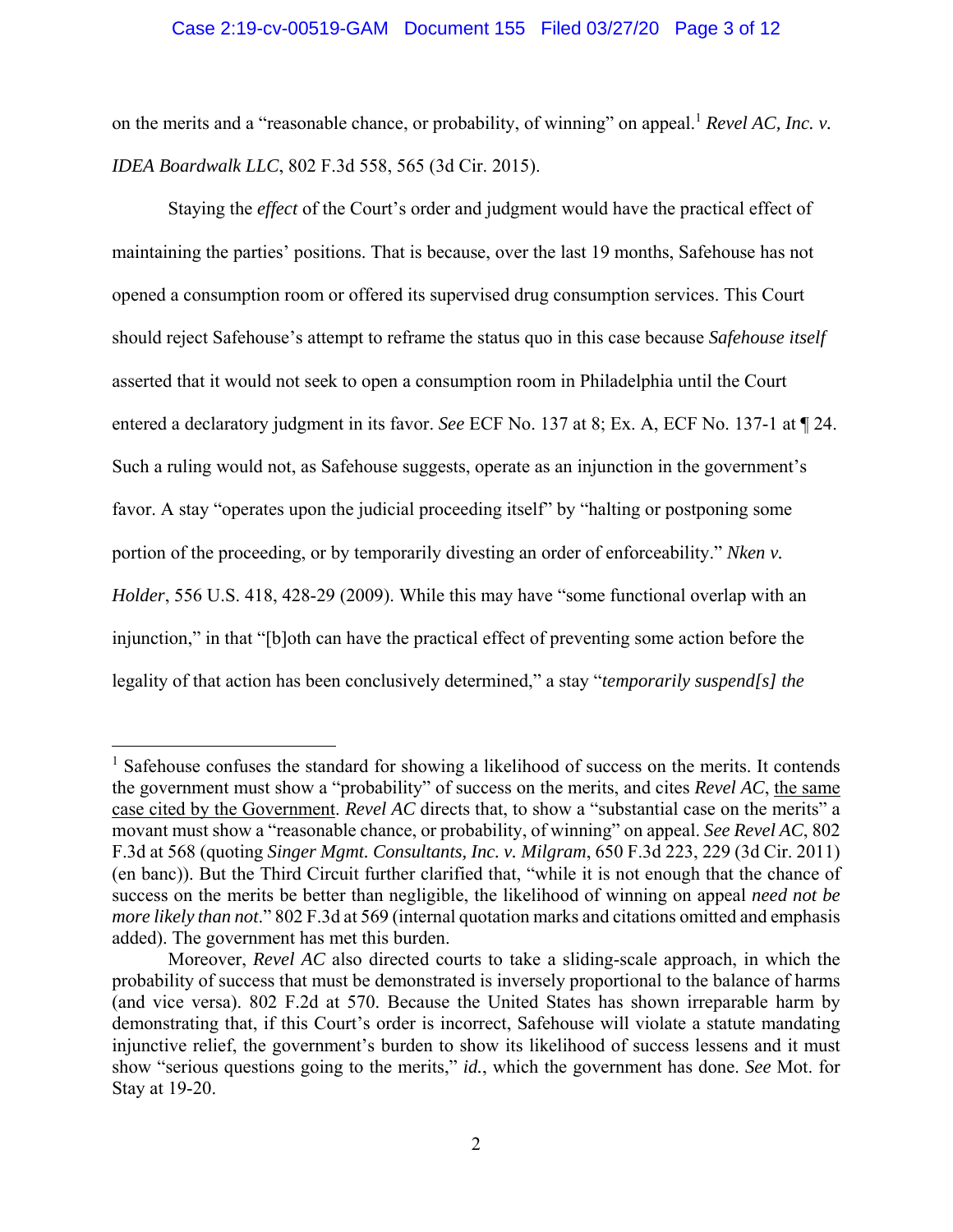on the merits and a "reasonable chance, or probability, of winning" on appeal.[1] *Revel AC, Inc. v. IDEA Boardwalk LLC*, 802 F.3d 558, 565 (3d Cir. 2015).

Staying the *effect* of the Court's order and judgment would have the practical effect of maintaining the parties' positions. That is because, over the last 19 months, Safehouse has not opened a consumption room or offered its supervised drug consumption services. This Court should reject Safehouse's attempt to reframe the status quo in this case because *Safehouse itself* asserted that it would not seek to open a consumption room in Philadelphia until the Court entered a declaratory judgment in its favor. *See* ECF No. 137 at 8; Ex. A, ECF No. 137-1 at ¶ 24. Such a ruling would not, as Safehouse suggests, operate as an injunction in the government's favor. A stay "operates upon the judicial proceeding itself" by "halting or postponing some portion of the proceeding, or by temporarily divesting an order of enforceability." *Nken v. Holder*, 556 U.S. 418, 428-29 (2009). While this may have "some functional overlap with an injunction," in that "[b]oth can have the practical effect of preventing some action before the legality of that action has been conclusively determined," a stay "*temporarily suspend[s] the*

---

[1] Safehouse confuses the standard for showing a likelihood of success on the merits. It contends the government must show a "probability" of success on the merits, and cites *Revel AC*, <u>the same case cited by the Government</u>. *Revel AC* directs that, to show a "substantial case on the merits" a movant must show a "reasonable chance, or probability, of winning" on appeal. *See Revel AC*, 802 F.3d at 568 (quoting *Singer Mgmt. Consultants, Inc. v. Milgram*, 650 F.3d 223, 229 (3d Cir. 2011) (en banc)). But the Third Circuit further clarified that, "while it is not enough that the chance of success on the merits be better than negligible, the likelihood of winning on appeal *need not be more likely than not*." 802 F.3d at 569 (internal quotation marks and citations omitted and emphasis added). The government has met this burden.

Moreover, *Revel AC* also directed courts to take a sliding-scale approach, in which the probability of success that must be demonstrated is inversely proportional to the balance of harms (and vice versa). 802 F.2d at 570. Because the United States has shown irreparable harm by demonstrating that, if this Court's order is incorrect, Safehouse will violate a statute mandating injunctive relief, the government's burden to show its likelihood of success lessens and it must show "serious questions going to the merits," *id.*, which the government has done. *See* Mot. for Stay at 19-20.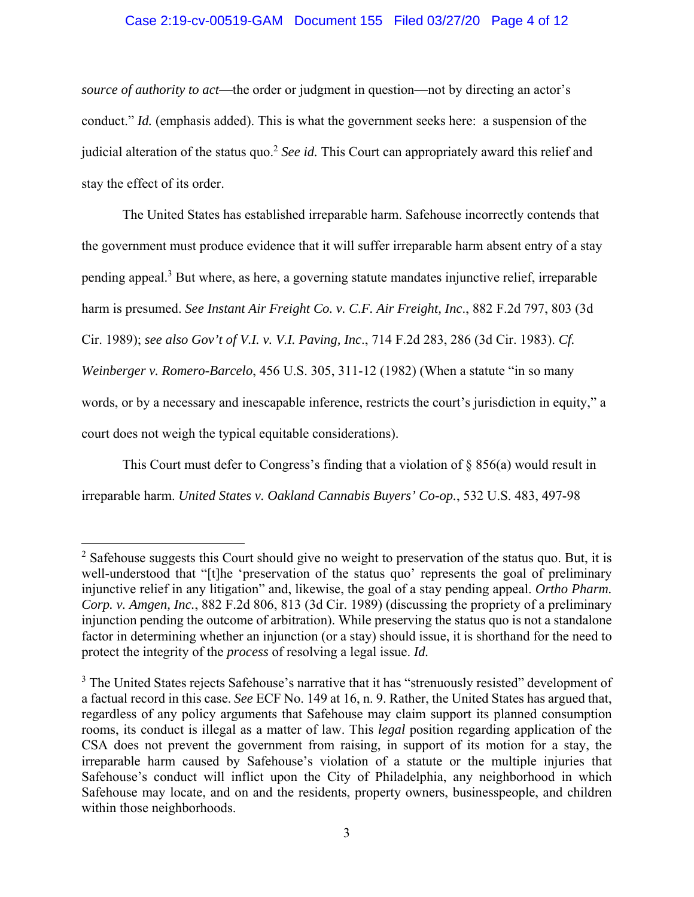*source of authority to act*—the order or judgment in question—not by directing an actor's conduct." *Id.* (emphasis added). This is what the government seeks here: a suspension of the judicial alteration of the status quo.[2] *See id.* This Court can appropriately award this relief and stay the effect of its order.

The United States has established irreparable harm. Safehouse incorrectly contends that the government must produce evidence that it will suffer irreparable harm absent entry of a stay pending appeal.[3] But where, as here, a governing statute mandates injunctive relief, irreparable harm is presumed. *See Instant Air Freight Co. v. C.F. Air Freight, Inc.*, 882 F.2d 797, 803 (3d Cir. 1989); *see also Gov't of V.I. v. V.I. Paving, Inc.*, 714 F.2d 283, 286 (3d Cir. 1983). *Cf. Weinberger v. Romero-Barcelo*, 456 U.S. 305, 311-12 (1982) (When a statute "in so many words, or by a necessary and inescapable inference, restricts the court's jurisdiction in equity," a court does not weigh the typical equitable considerations).

This Court must defer to Congress's finding that a violation of § 856(a) would result in irreparable harm. *United States v. Oakland Cannabis Buyers' Co-op.*, 532 U.S. 483, 497-98

---

[2] Safehouse suggests this Court should give no weight to preservation of the status quo. But, it is well-understood that "[t]he 'preservation of the status quo' represents the goal of preliminary injunctive relief in any litigation" and, likewise, the goal of a stay pending appeal. *Ortho Pharm. Corp. v. Amgen, Inc.*, 882 F.2d 806, 813 (3d Cir. 1989) (discussing the propriety of a preliminary injunction pending the outcome of arbitration). While preserving the status quo is not a standalone factor in determining whether an injunction (or a stay) should issue, it is shorthand for the need to protect the integrity of the *process* of resolving a legal issue. *Id.*

[3] The United States rejects Safehouse's narrative that it has "strenuously resisted" development of a factual record in this case. *See* ECF No. 149 at 16, n. 9. Rather, the United States has argued that, regardless of any policy arguments that Safehouse may claim support its planned consumption rooms, its conduct is illegal as a matter of law. This *legal* position regarding application of the CSA does not prevent the government from raising, in support of its motion for a stay, the irreparable harm caused by Safehouse's violation of a statute or the multiple injuries that Safehouse's conduct will inflict upon the City of Philadelphia, any neighborhood in which Safehouse may locate, and on and the residents, property owners, businesspeople, and children within those neighborhoods.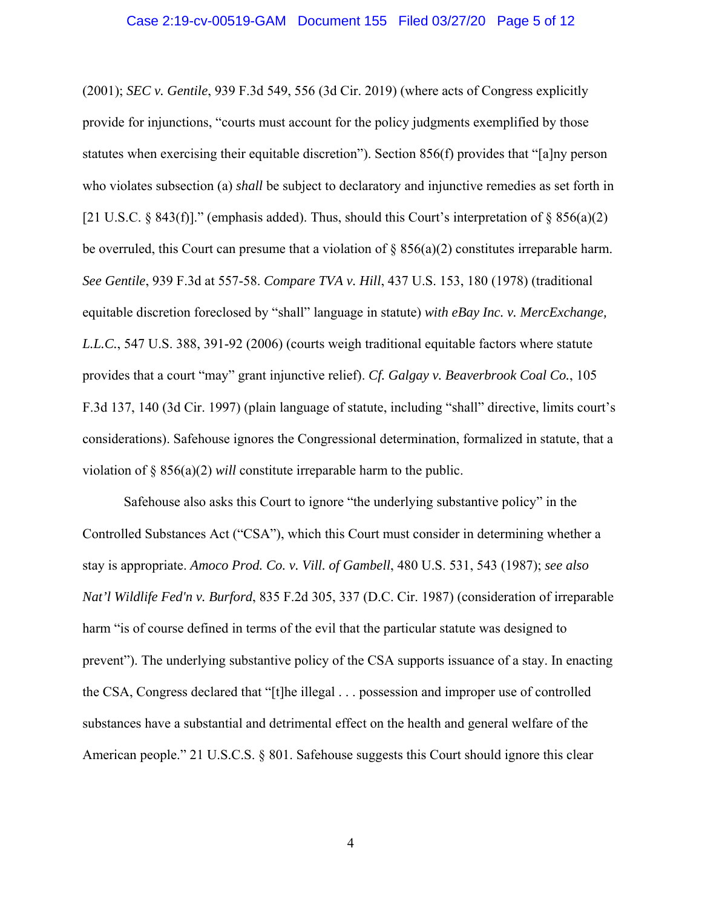(2001); *SEC v. Gentile*, 939 F.3d 549, 556 (3d Cir. 2019) (where acts of Congress explicitly provide for injunctions, "courts must account for the policy judgments exemplified by those statutes when exercising their equitable discretion"). Section 856(f) provides that "[a]ny person who violates subsection (a) *shall* be subject to declaratory and injunctive remedies as set forth in [21 U.S.C. § 843(f)]." (emphasis added). Thus, should this Court's interpretation of § 856(a)(2) be overruled, this Court can presume that a violation of § 856(a)(2) constitutes irreparable harm. *See Gentile*, 939 F.3d at 557-58. *Compare TVA v. Hill*, 437 U.S. 153, 180 (1978) (traditional equitable discretion foreclosed by "shall" language in statute) *with eBay Inc. v. MercExchange, L.L.C.*, 547 U.S. 388, 391-92 (2006) (courts weigh traditional equitable factors where statute provides that a court "may" grant injunctive relief). *Cf. Galgay v. Beaverbrook Coal Co.*, 105 F.3d 137, 140 (3d Cir. 1997) (plain language of statute, including "shall" directive, limits court's considerations). Safehouse ignores the Congressional determination, formalized in statute, that a violation of § 856(a)(2) *will* constitute irreparable harm to the public.

Safehouse also asks this Court to ignore "the underlying substantive policy" in the Controlled Substances Act ("CSA"), which this Court must consider in determining whether a stay is appropriate. *Amoco Prod. Co. v. Vill. of Gambell*, 480 U.S. 531, 543 (1987); *see also Nat'l Wildlife Fed'n v. Burford*, 835 F.2d 305, 337 (D.C. Cir. 1987) (consideration of irreparable harm "is of course defined in terms of the evil that the particular statute was designed to prevent"). The underlying substantive policy of the CSA supports issuance of a stay. In enacting the CSA, Congress declared that "[t]he illegal . . . possession and improper use of controlled substances have a substantial and detrimental effect on the health and general welfare of the American people." 21 U.S.C.S. § 801. Safehouse suggests this Court should ignore this clear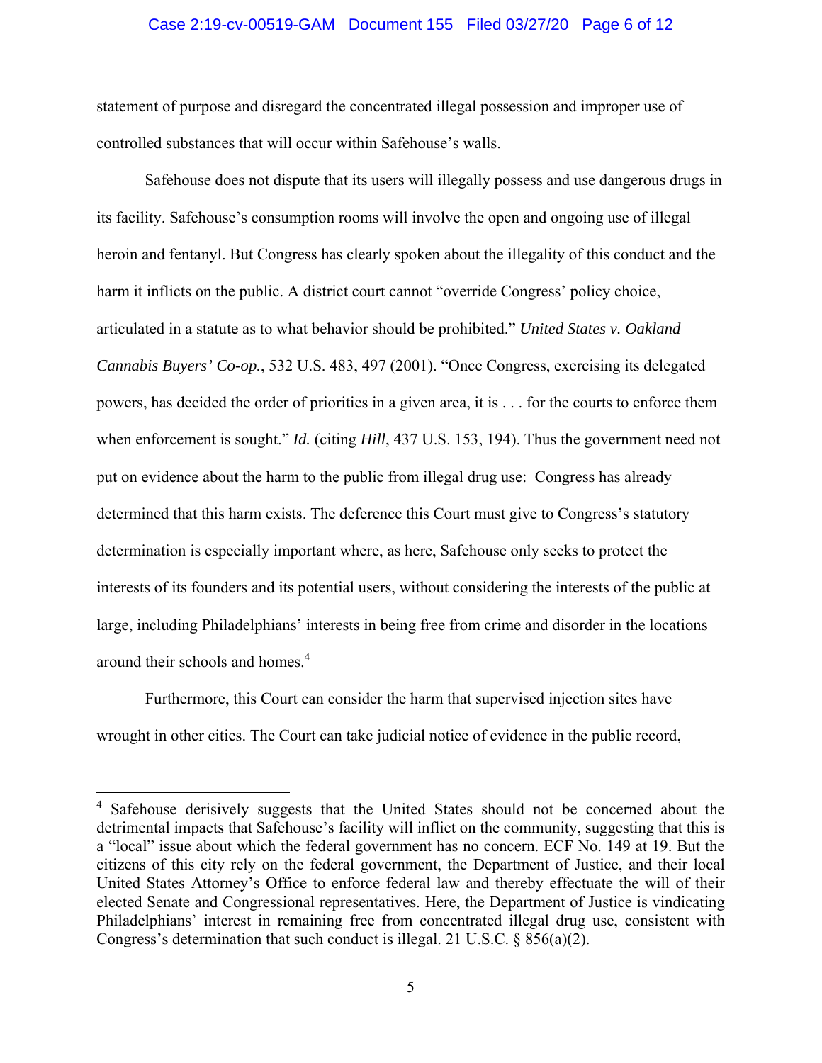statement of purpose and disregard the concentrated illegal possession and improper use of controlled substances that will occur within Safehouse's walls.

Safehouse does not dispute that its users will illegally possess and use dangerous drugs in its facility. Safehouse's consumption rooms will involve the open and ongoing use of illegal heroin and fentanyl. But Congress has clearly spoken about the illegality of this conduct and the harm it inflicts on the public. A district court cannot "override Congress' policy choice, articulated in a statute as to what behavior should be prohibited." *United States v. Oakland Cannabis Buyers' Co-op.*, 532 U.S. 483, 497 (2001). "Once Congress, exercising its delegated powers, has decided the order of priorities in a given area, it is . . . for the courts to enforce them when enforcement is sought." *Id.* (citing *Hill*, 437 U.S. 153, 194). Thus the government need not put on evidence about the harm to the public from illegal drug use: Congress has already determined that this harm exists. The deference this Court must give to Congress's statutory determination is especially important where, as here, Safehouse only seeks to protect the interests of its founders and its potential users, without considering the interests of the public at large, including Philadelphians' interests in being free from crime and disorder in the locations around their schools and homes.[4]

Furthermore, this Court can consider the harm that supervised injection sites have wrought in other cities. The Court can take judicial notice of evidence in the public record,

---

[4] Safehouse derisively suggests that the United States should not be concerned about the detrimental impacts that Safehouse's facility will inflict on the community, suggesting that this is a "local" issue about which the federal government has no concern. ECF No. 149 at 19. But the citizens of this city rely on the federal government, the Department of Justice, and their local United States Attorney's Office to enforce federal law and thereby effectuate the will of their elected Senate and Congressional representatives. Here, the Department of Justice is vindicating Philadelphians' interest in remaining free from concentrated illegal drug use, consistent with Congress's determination that such conduct is illegal. 21 U.S.C. § 856(a)(2).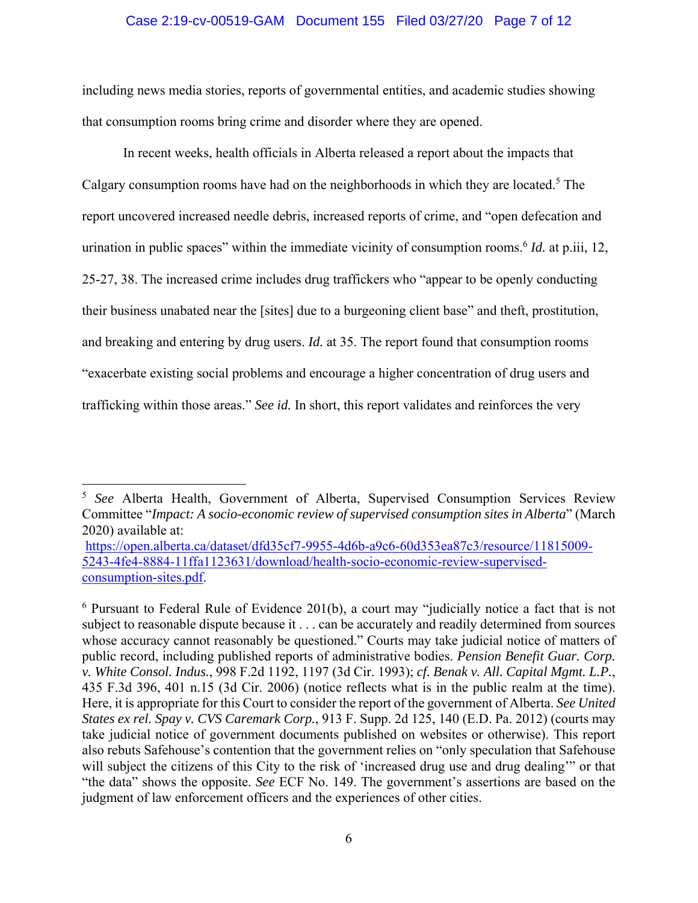including news media stories, reports of governmental entities, and academic studies showing that consumption rooms bring crime and disorder where they are opened.

In recent weeks, health officials in Alberta released a report about the impacts that Calgary consumption rooms have had on the neighborhoods in which they are located.[5] The report uncovered increased needle debris, increased reports of crime, and "open defecation and urination in public spaces" within the immediate vicinity of consumption rooms.[6] *Id.* at p.iii, 12, 25-27, 38. The increased crime includes drug traffickers who "appear to be openly conducting their business unabated near the [sites] due to a burgeoning client base" and theft, prostitution, and breaking and entering by drug users. *Id.* at 35. The report found that consumption rooms "exacerbate existing social problems and encourage a higher concentration of drug users and trafficking within those areas." *See id.* In short, this report validates and reinforces the very

---

[5] *See* Alberta Health, Government of Alberta, Supervised Consumption Services Review Committee "*Impact: A socio-economic review of supervised consumption sites in Alberta*" (March 2020) available at: [https://open.alberta.ca/dataset/dfd35cf7-9955-4d6b-a9c6-60d353ea87c3/resource/11815009-5243-4fe4-8884-11ffa1123631/download/health-socio-economic-review-supervised-consumption-sites.pdf](https://open.alberta.ca/dataset/dfd35cf7-9955-4d6b-a9c6-60d353ea87c3/resource/11815009-5243-4fe4-8884-11ffa1123631/download/health-socio-economic-review-supervised-consumption-sites.pdf).

[6] Pursuant to Federal Rule of Evidence 201(b), a court may "judicially notice a fact that is not subject to reasonable dispute because it . . . can be accurately and readily determined from sources whose accuracy cannot reasonably be questioned." Courts may take judicial notice of matters of public record, including published reports of administrative bodies. *Pension Benefit Guar. Corp. v. White Consol. Indus.*, 998 F.2d 1192, 1197 (3d Cir. 1993); *cf. Benak v. All. Capital Mgmt. L.P.*, 435 F.3d 396, 401 n.15 (3d Cir. 2006) (notice reflects what is in the public realm at the time). Here, it is appropriate for this Court to consider the report of the government of Alberta. *See United States ex rel. Spay v. CVS Caremark Corp.*, 913 F. Supp. 2d 125, 140 (E.D. Pa. 2012) (courts may take judicial notice of government documents published on websites or otherwise). This report also rebuts Safehouse's contention that the government relies on "only speculation that Safehouse will subject the citizens of this City to the risk of 'increased drug use and drug dealing'" or that "the data" shows the opposite. *See* ECF No. 149. The government's assertions are based on the judgment of law enforcement officers and the experiences of other cities.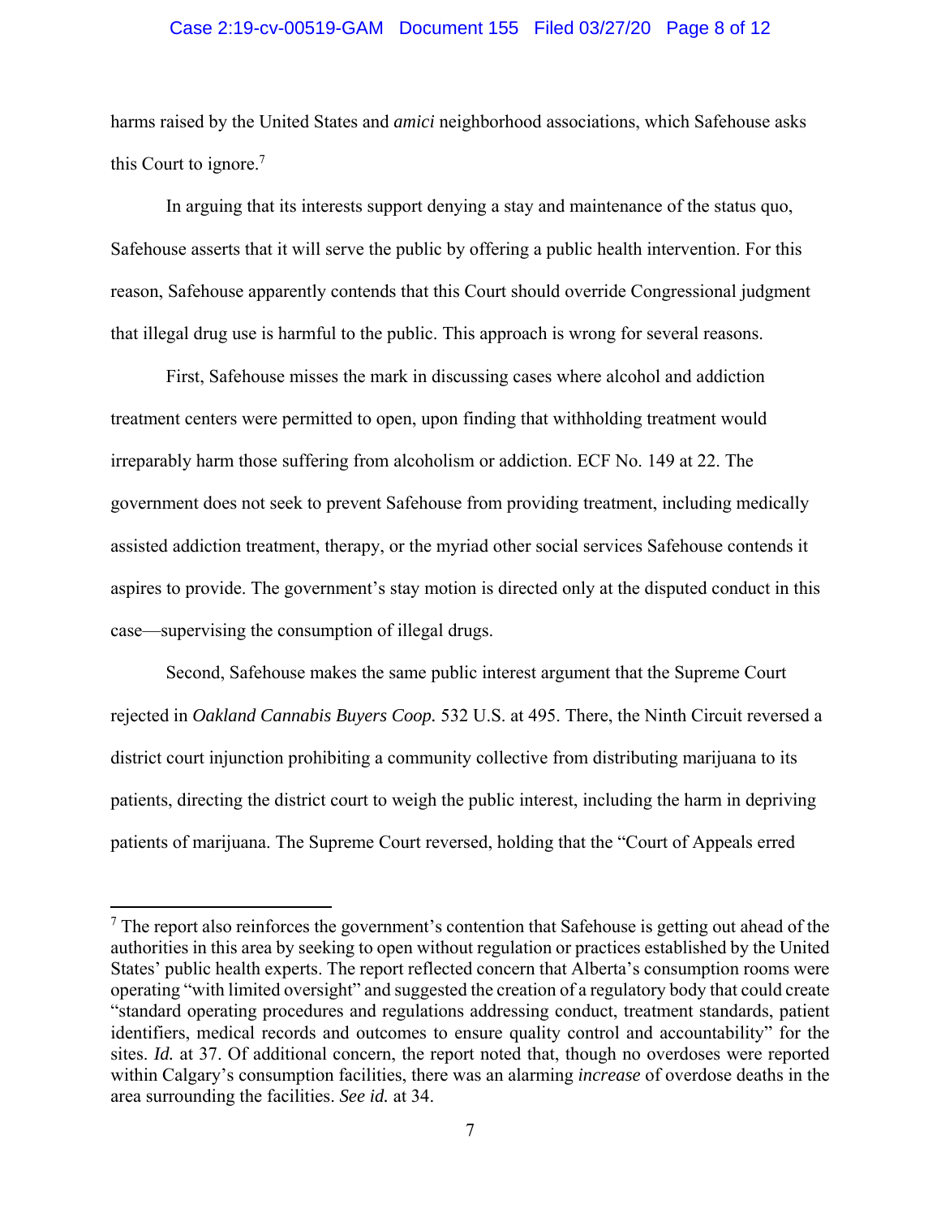harms raised by the United States and *amici* neighborhood associations, which Safehouse asks this Court to ignore.[7]

In arguing that its interests support denying a stay and maintenance of the status quo, Safehouse asserts that it will serve the public by offering a public health intervention. For this reason, Safehouse apparently contends that this Court should override Congressional judgment that illegal drug use is harmful to the public. This approach is wrong for several reasons.

First, Safehouse misses the mark in discussing cases where alcohol and addiction treatment centers were permitted to open, upon finding that withholding treatment would irreparably harm those suffering from alcoholism or addiction. ECF No. 149 at 22. The government does not seek to prevent Safehouse from providing treatment, including medically assisted addiction treatment, therapy, or the myriad other social services Safehouse contends it aspires to provide. The government's stay motion is directed only at the disputed conduct in this case—supervising the consumption of illegal drugs.

Second, Safehouse makes the same public interest argument that the Supreme Court rejected in *Oakland Cannabis Buyers Coop.* 532 U.S. at 495. There, the Ninth Circuit reversed a district court injunction prohibiting a community collective from distributing marijuana to its patients, directing the district court to weigh the public interest, including the harm in depriving patients of marijuana. The Supreme Court reversed, holding that the "Court of Appeals erred

---

[7] The report also reinforces the government's contention that Safehouse is getting out ahead of the authorities in this area by seeking to open without regulation or practices established by the United States' public health experts. The report reflected concern that Alberta's consumption rooms were operating "with limited oversight" and suggested the creation of a regulatory body that could create "standard operating procedures and regulations addressing conduct, treatment standards, patient identifiers, medical records and outcomes to ensure quality control and accountability" for the sites. *Id.* at 37. Of additional concern, the report noted that, though no overdoses were reported within Calgary's consumption facilities, there was an alarming *increase* of overdose deaths in the area surrounding the facilities. *See id.* at 34.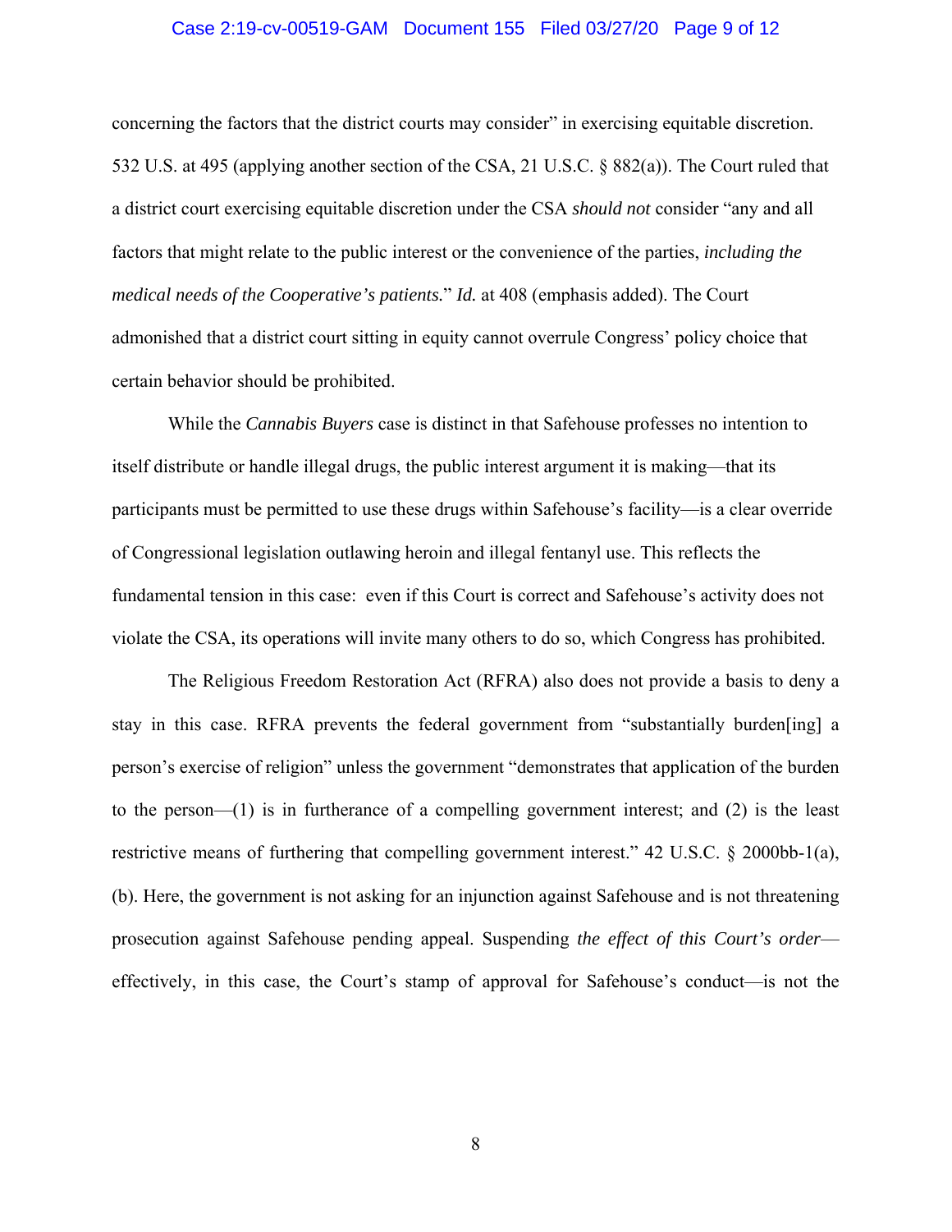concerning the factors that the district courts may consider" in exercising equitable discretion. 532 U.S. at 495 (applying another section of the CSA, 21 U.S.C. § 882(a)). The Court ruled that a district court exercising equitable discretion under the CSA *should not* consider "any and all factors that might relate to the public interest or the convenience of the parties, *including the medical needs of the Cooperative's patients.*" *Id.* at 408 (emphasis added). The Court admonished that a district court sitting in equity cannot overrule Congress' policy choice that certain behavior should be prohibited.

While the *Cannabis Buyers* case is distinct in that Safehouse professes no intention to itself distribute or handle illegal drugs, the public interest argument it is making—that its participants must be permitted to use these drugs within Safehouse's facility—is a clear override of Congressional legislation outlawing heroin and illegal fentanyl use. This reflects the fundamental tension in this case: even if this Court is correct and Safehouse's activity does not violate the CSA, its operations will invite many others to do so, which Congress has prohibited.

The Religious Freedom Restoration Act (RFRA) also does not provide a basis to deny a stay in this case. RFRA prevents the federal government from "substantially burden[ing] a person's exercise of religion" unless the government "demonstrates that application of the burden to the person—(1) is in furtherance of a compelling government interest; and (2) is the least restrictive means of furthering that compelling government interest." 42 U.S.C. § 2000bb-1(a), (b). Here, the government is not asking for an injunction against Safehouse and is not threatening prosecution against Safehouse pending appeal. Suspending *the effect of this Court's order*—effectively, in this case, the Court's stamp of approval for Safehouse's conduct—is not the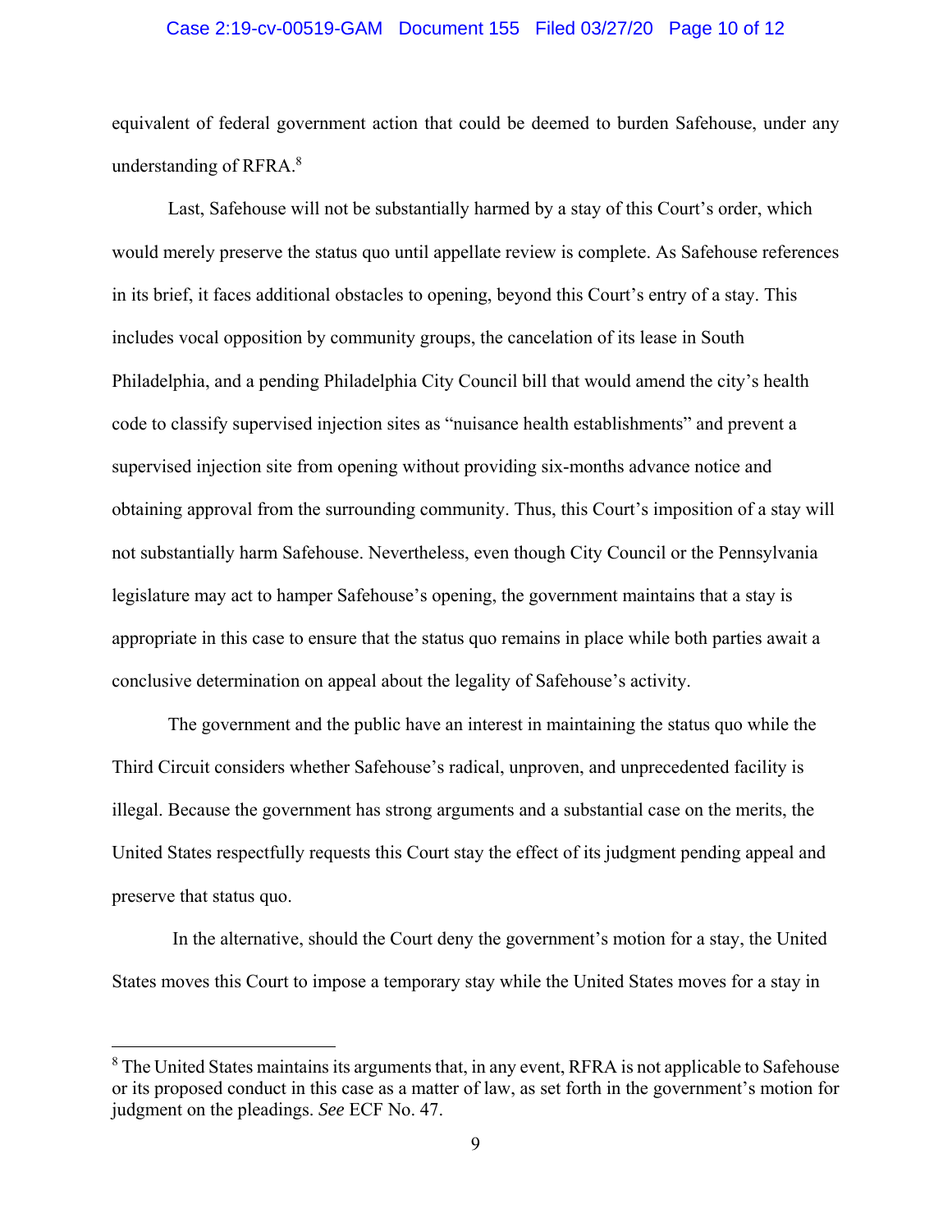equivalent of federal government action that could be deemed to burden Safehouse, under any understanding of RFRA.[8]

Last, Safehouse will not be substantially harmed by a stay of this Court's order, which would merely preserve the status quo until appellate review is complete. As Safehouse references in its brief, it faces additional obstacles to opening, beyond this Court's entry of a stay. This includes vocal opposition by community groups, the cancelation of its lease in South Philadelphia, and a pending Philadelphia City Council bill that would amend the city's health code to classify supervised injection sites as "nuisance health establishments" and prevent a supervised injection site from opening without providing six-months advance notice and obtaining approval from the surrounding community. Thus, this Court's imposition of a stay will not substantially harm Safehouse. Nevertheless, even though City Council or the Pennsylvania legislature may act to hamper Safehouse's opening, the government maintains that a stay is appropriate in this case to ensure that the status quo remains in place while both parties await a conclusive determination on appeal about the legality of Safehouse's activity.

The government and the public have an interest in maintaining the status quo while the Third Circuit considers whether Safehouse's radical, unproven, and unprecedented facility is illegal. Because the government has strong arguments and a substantial case on the merits, the United States respectfully requests this Court stay the effect of its judgment pending appeal and preserve that status quo.

In the alternative, should the Court deny the government's motion for a stay, the United States moves this Court to impose a temporary stay while the United States moves for a stay in

---

[8] The United States maintains its arguments that, in any event, RFRA is not applicable to Safehouse or its proposed conduct in this case as a matter of law, as set forth in the government's motion for judgment on the pleadings. *See* ECF No. 47.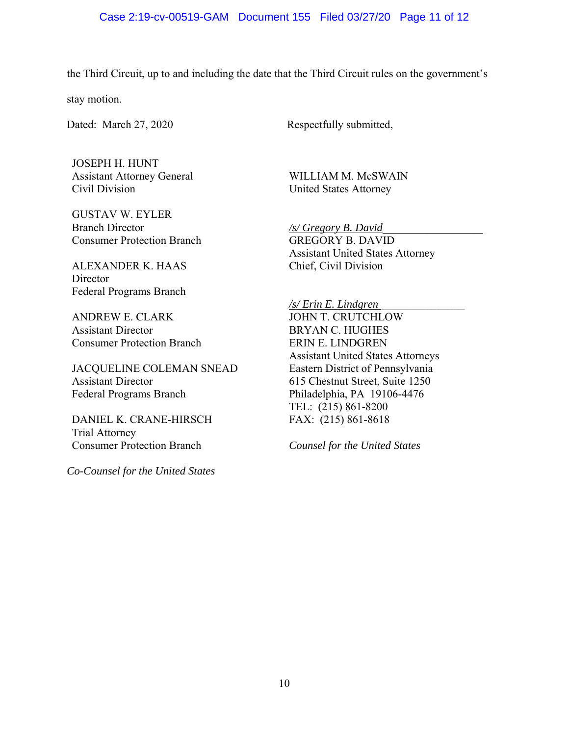the Third Circuit, up to and including the date that the Third Circuit rules on the government's stay motion.

Dated: March 27, 2020

Respectfully submitted,

WILLIAM M. McSWAIN
United States Attorney

*/s/ Gregory B. David*
GREGORY B. DAVID
Assistant United States Attorney
Chief, Civil Division

*/s/ Erin E. Lindgren*
JOHN T. CRUTCHLOW
BRYAN C. HUGHES
ERIN E. LINDGREN
Assistant United States Attorneys
Eastern District of Pennsylvania
615 Chestnut Street, Suite 1250
Philadelphia, PA 19106-4476
TEL: (215) 861-8200
FAX: (215) 861-8618

*Counsel for the United States*

JOSEPH H. HUNT
Assistant Attorney General
Civil Division

GUSTAV W. EYLER
Branch Director
Consumer Protection Branch

ALEXANDER K. HAAS
Director
Federal Programs Branch

ANDREW E. CLARK
Assistant Director
Consumer Protection Branch

JACQUELINE COLEMAN SNEAD
Assistant Director
Federal Programs Branch

DANIEL K. CRANE-HIRSCH
Trial Attorney
Consumer Protection Branch

*Co-Counsel for the United States*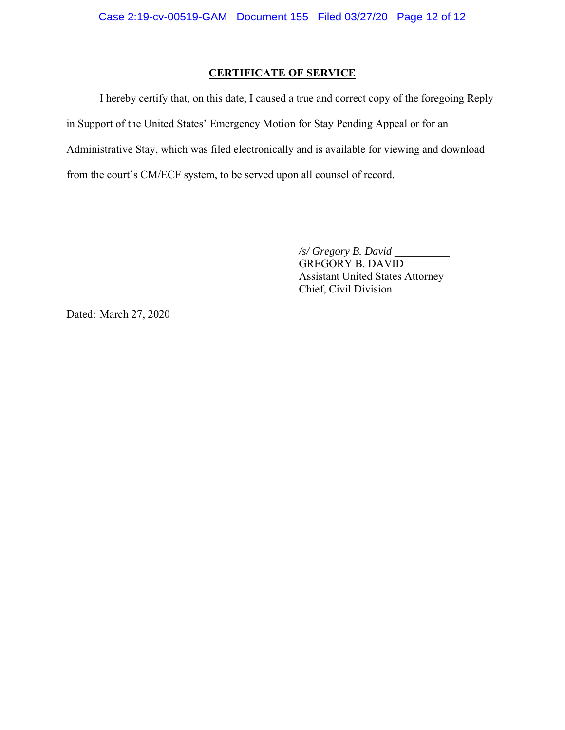## CERTIFICATE OF SERVICE

I hereby certify that, on this date, I caused a true and correct copy of the foregoing Reply in Support of the United States' Emergency Motion for Stay Pending Appeal or for an Administrative Stay, which was filed electronically and is available for viewing and download from the court's CM/ECF system, to be served upon all counsel of record.

*/s/ Gregory B. David*
GREGORY B. DAVID
Assistant United States Attorney
Chief, Civil Division

Dated: March 27, 2020